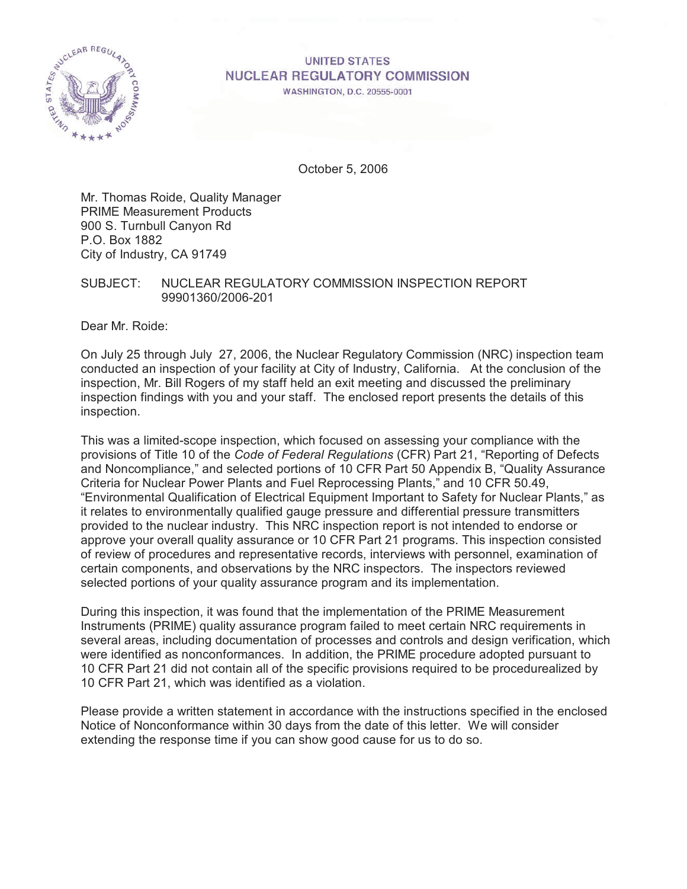UNITED STATES
NUCLEAR REGULATORY COMMISSION
WASHINGTON, D.C. 20555-0001

October 5, 2006

Mr. Thomas Roide, Quality Manager
PRIME Measurement Products
900 S. Turnbull Canyon Rd
P.O. Box 1882
City of Industry, CA 91749

SUBJECT: NUCLEAR REGULATORY COMMISSION INSPECTION REPORT 99901360/2006-201

Dear Mr. Roide:

On July 25 through July 27, 2006, the Nuclear Regulatory Commission (NRC) inspection team conducted an inspection of your facility at City of Industry, California. At the conclusion of the inspection, Mr. Bill Rogers of my staff held an exit meeting and discussed the preliminary inspection findings with you and your staff. The enclosed report presents the details of this inspection.

This was a limited-scope inspection, which focused on assessing your compliance with the provisions of Title 10 of the *Code of Federal Regulations* (CFR) Part 21, "Reporting of Defects and Noncompliance," and selected portions of 10 CFR Part 50 Appendix B, "Quality Assurance Criteria for Nuclear Power Plants and Fuel Reprocessing Plants," and 10 CFR 50.49, "Environmental Qualification of Electrical Equipment Important to Safety for Nuclear Plants," as it relates to environmentally qualified gauge pressure and differential pressure transmitters provided to the nuclear industry. This NRC inspection report is not intended to endorse or approve your overall quality assurance or 10 CFR Part 21 programs. This inspection consisted of review of procedures and representative records, interviews with personnel, examination of certain components, and observations by the NRC inspectors. The inspectors reviewed selected portions of your quality assurance program and its implementation.

During this inspection, it was found that the implementation of the PRIME Measurement Instruments (PRIME) quality assurance program failed to meet certain NRC requirements in several areas, including documentation of processes and controls and design verification, which were identified as nonconformances. In addition, the PRIME procedure adopted pursuant to 10 CFR Part 21 did not contain all of the specific provisions required to be procedurealized by 10 CFR Part 21, which was identified as a violation.

Please provide a written statement in accordance with the instructions specified in the enclosed Notice of Nonconformance within 30 days from the date of this letter. We will consider extending the response time if you can show good cause for us to do so.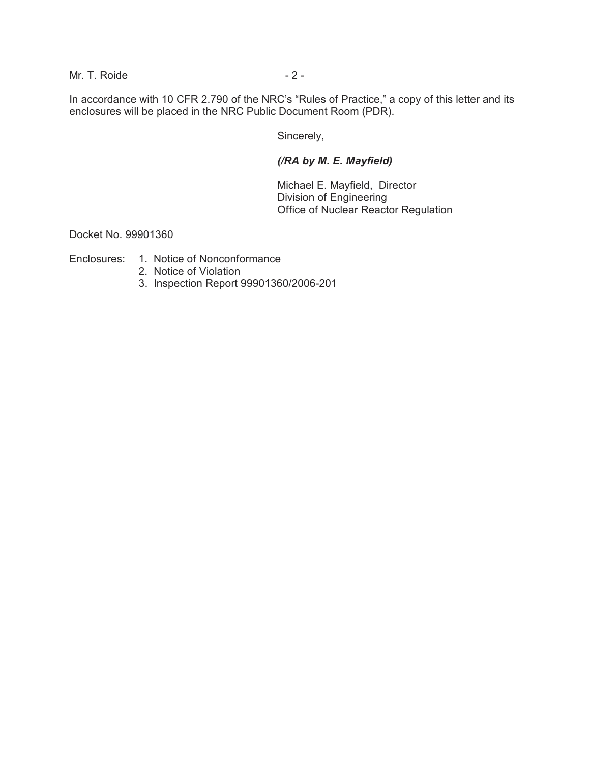In accordance with 10 CFR 2.790 of the NRC's "Rules of Practice," a copy of this letter and its enclosures will be placed in the NRC Public Document Room (PDR).

Sincerely,

***(/RA by M. E. Mayfield)***

Michael E. Mayfield, Director
Division of Engineering
Office of Nuclear Reactor Regulation

Docket No. 99901360

Enclosures:
1. Notice of Nonconformance
2. Notice of Violation
3. Inspection Report 99901360/2006-201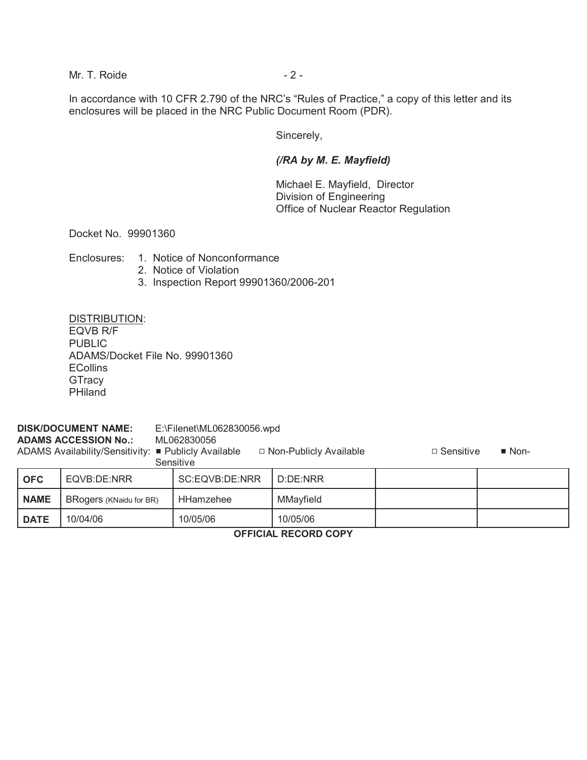Mr. T. Roide

In accordance with 10 CFR 2.790 of the NRC's "Rules of Practice," a copy of this letter and its enclosures will be placed in the NRC Public Document Room (PDR).

Sincerely,

***(/RA by M. E. Mayfield)***

Michael E. Mayfield, Director
Division of Engineering
Office of Nuclear Reactor Regulation

Docket No. 99901360

Enclosures:
1. Notice of Nonconformance
2. Notice of Violation
3. Inspection Report 99901360/2006-201

DISTRIBUTION:
EQVB R/F
PUBLIC
ADAMS/Docket File No. 99901360
ECollins
GTracy
PHiland

**DISK/DOCUMENT NAME:** E:\Filenet\ML062830056.wpd
**ADAMS ACCESSION No.:** ML062830056
ADAMS Availability/Sensitivity: ■ Publicly Available □ Non-Publicly Available □ Sensitive ■ Non-Sensitive

| **OFC** | EQVB:DE:NRR | SC:EQVB:DE:NRR | D:DE:NRR | | |
|---|---|---|---|---|---|
| **NAME** | BRogers (KNaidu for BR) | HHamzehee | MMayfield | | |
| **DATE** | 10/04/06 | 10/05/06 | 10/05/06 | | |

**OFFICIAL RECORD COPY**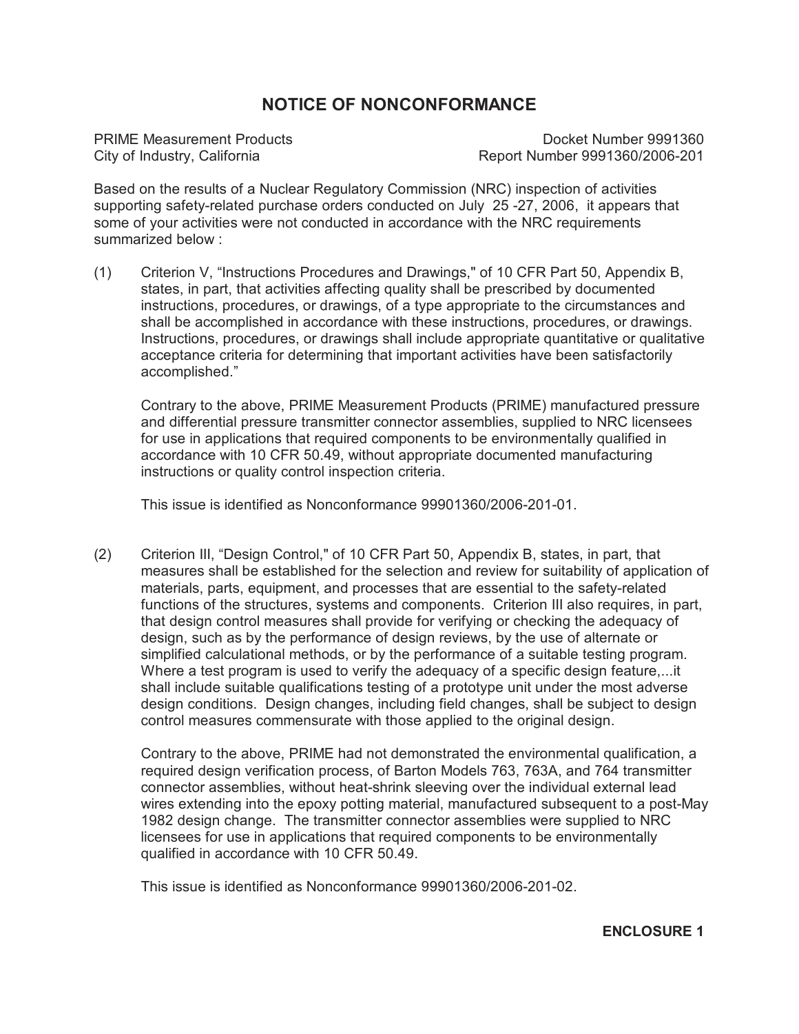# NOTICE OF NONCONFORMANCE

PRIME Measurement Products
City of Industry, California

Docket Number 9991360
Report Number 9991360/2006-201

Based on the results of a Nuclear Regulatory Commission (NRC) inspection of activities supporting safety-related purchase orders conducted on July 25 -27, 2006, it appears that some of your activities were not conducted in accordance with the NRC requirements summarized below :

(1) Criterion V, "Instructions Procedures and Drawings," of 10 CFR Part 50, Appendix B, states, in part, that activities affecting quality shall be prescribed by documented instructions, procedures, or drawings, of a type appropriate to the circumstances and shall be accomplished in accordance with these instructions, procedures, or drawings. Instructions, procedures, or drawings shall include appropriate quantitative or qualitative acceptance criteria for determining that important activities have been satisfactorily accomplished."

Contrary to the above, PRIME Measurement Products (PRIME) manufactured pressure and differential pressure transmitter connector assemblies, supplied to NRC licensees for use in applications that required components to be environmentally qualified in accordance with 10 CFR 50.49, without appropriate documented manufacturing instructions or quality control inspection criteria.

This issue is identified as Nonconformance 99901360/2006-201-01.

(2) Criterion III, "Design Control," of 10 CFR Part 50, Appendix B, states, in part, that measures shall be established for the selection and review for suitability of application of materials, parts, equipment, and processes that are essential to the safety-related functions of the structures, systems and components. Criterion III also requires, in part, that design control measures shall provide for verifying or checking the adequacy of design, such as by the performance of design reviews, by the use of alternate or simplified calculational methods, or by the performance of a suitable testing program. Where a test program is used to verify the adequacy of a specific design feature,...it shall include suitable qualifications testing of a prototype unit under the most adverse design conditions. Design changes, including field changes, shall be subject to design control measures commensurate with those applied to the original design.

Contrary to the above, PRIME had not demonstrated the environmental qualification, a required design verification process, of Barton Models 763, 763A, and 764 transmitter connector assemblies, without heat-shrink sleeving over the individual external lead wires extending into the epoxy potting material, manufactured subsequent to a post-May 1982 design change. The transmitter connector assemblies were supplied to NRC licensees for use in applications that required components to be environmentally qualified in accordance with 10 CFR 50.49.

This issue is identified as Nonconformance 99901360/2006-201-02.

**ENCLOSURE 1**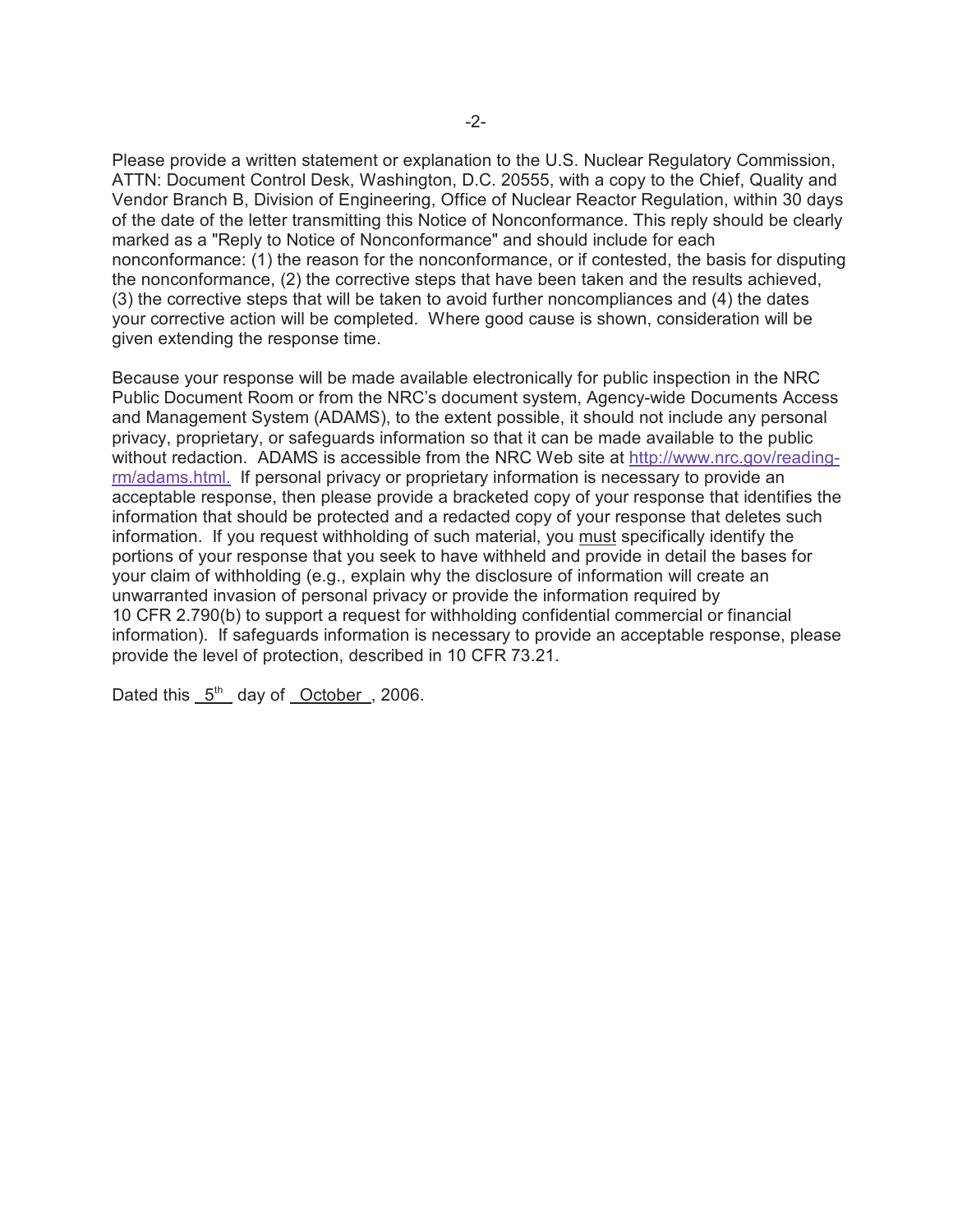Please provide a written statement or explanation to the U.S. Nuclear Regulatory Commission, ATTN: Document Control Desk, Washington, D.C. 20555, with a copy to the Chief, Quality and Vendor Branch B, Division of Engineering, Office of Nuclear Reactor Regulation, within 30 days of the date of the letter transmitting this Notice of Nonconformance. This reply should be clearly marked as a "Reply to Notice of Nonconformance" and should include for each nonconformance: (1) the reason for the nonconformance, or if contested, the basis for disputing the nonconformance, (2) the corrective steps that have been taken and the results achieved, (3) the corrective steps that will be taken to avoid further noncompliances and (4) the dates your corrective action will be completed. Where good cause is shown, consideration will be given extending the response time.

Because your response will be made available electronically for public inspection in the NRC Public Document Room or from the NRC's document system, Agency-wide Documents Access and Management System (ADAMS), to the extent possible, it should not include any personal privacy, proprietary, or safeguards information so that it can be made available to the public without redaction. ADAMS is accessible from the NRC Web site at http://www.nrc.gov/reading-rm/adams.html. If personal privacy or proprietary information is necessary to provide an acceptable response, then please provide a bracketed copy of your response that identifies the information that should be protected and a redacted copy of your response that deletes such information. If you request withholding of such material, you <u>must</u> specifically identify the portions of your response that you seek to have withheld and provide in detail the bases for your claim of withholding (e.g., explain why the disclosure of information will create an unwarranted invasion of personal privacy or provide the information required by 10 CFR 2.790(b) to support a request for withholding confidential commercial or financial information). If safeguards information is necessary to provide an acceptable response, please provide the level of protection, described in 10 CFR 73.21.

Dated this 5th day of October, 2006.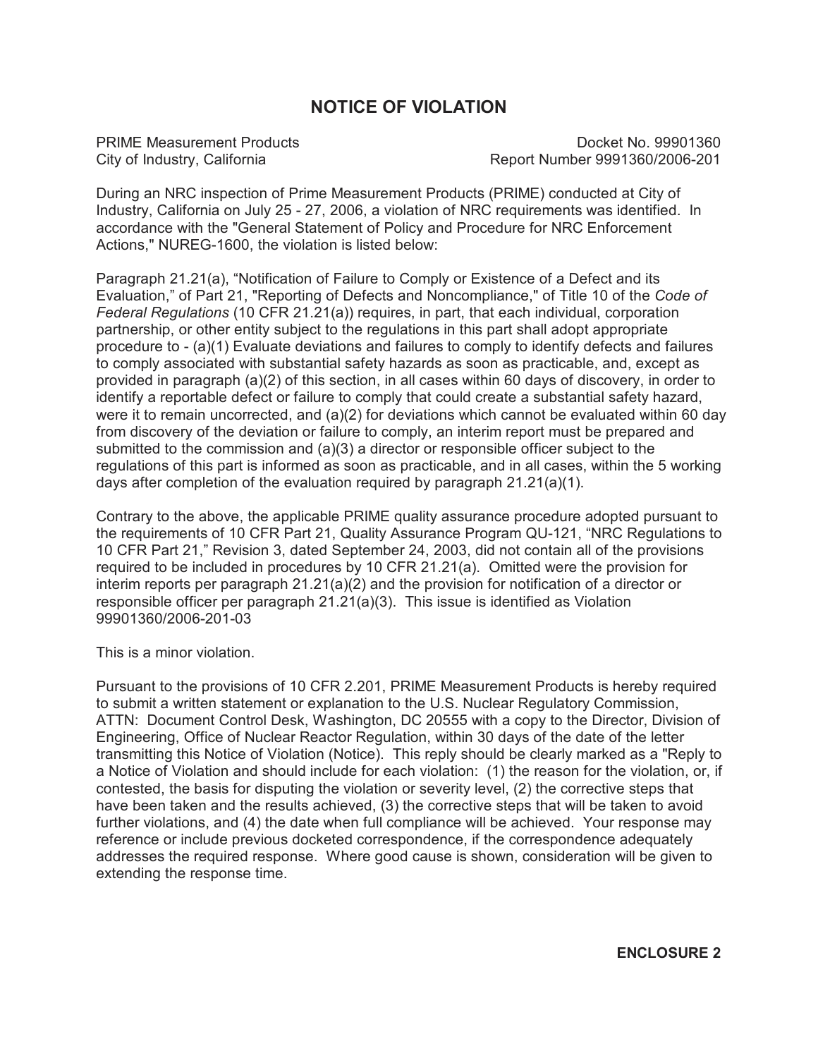# NOTICE OF VIOLATION

PRIME Measurement Products
City of Industry, California

Docket No. 99901360
Report Number 9991360/2006-201

During an NRC inspection of Prime Measurement Products (PRIME) conducted at City of Industry, California on July 25 - 27, 2006, a violation of NRC requirements was identified. In accordance with the "General Statement of Policy and Procedure for NRC Enforcement Actions," NUREG-1600, the violation is listed below:

Paragraph 21.21(a), "Notification of Failure to Comply or Existence of a Defect and its Evaluation," of Part 21, "Reporting of Defects and Noncompliance," of Title 10 of the *Code of Federal Regulations* (10 CFR 21.21(a)) requires, in part, that each individual, corporation partnership, or other entity subject to the regulations in this part shall adopt appropriate procedure to - (a)(1) Evaluate deviations and failures to comply to identify defects and failures to comply associated with substantial safety hazards as soon as practicable, and, except as provided in paragraph (a)(2) of this section, in all cases within 60 days of discovery, in order to identify a reportable defect or failure to comply that could create a substantial safety hazard, were it to remain uncorrected, and (a)(2) for deviations which cannot be evaluated within 60 day from discovery of the deviation or failure to comply, an interim report must be prepared and submitted to the commission and (a)(3) a director or responsible officer subject to the regulations of this part is informed as soon as practicable, and in all cases, within the 5 working days after completion of the evaluation required by paragraph 21.21(a)(1).

Contrary to the above, the applicable PRIME quality assurance procedure adopted pursuant to the requirements of 10 CFR Part 21, Quality Assurance Program QU-121, "NRC Regulations to 10 CFR Part 21," Revision 3, dated September 24, 2003, did not contain all of the provisions required to be included in procedures by 10 CFR 21.21(a). Omitted were the provision for interim reports per paragraph 21.21(a)(2) and the provision for notification of a director or responsible officer per paragraph 21.21(a)(3). This issue is identified as Violation 99901360/2006-201-03

This is a minor violation.

Pursuant to the provisions of 10 CFR 2.201, PRIME Measurement Products is hereby required to submit a written statement or explanation to the U.S. Nuclear Regulatory Commission, ATTN: Document Control Desk, Washington, DC 20555 with a copy to the Director, Division of Engineering, Office of Nuclear Reactor Regulation, within 30 days of the date of the letter transmitting this Notice of Violation (Notice). This reply should be clearly marked as a "Reply to a Notice of Violation and should include for each violation: (1) the reason for the violation, or, if contested, the basis for disputing the violation or severity level, (2) the corrective steps that have been taken and the results achieved, (3) the corrective steps that will be taken to avoid further violations, and (4) the date when full compliance will be achieved. Your response may reference or include previous docketed correspondence, if the correspondence adequately addresses the required response. Where good cause is shown, consideration will be given to extending the response time.

**ENCLOSURE 2**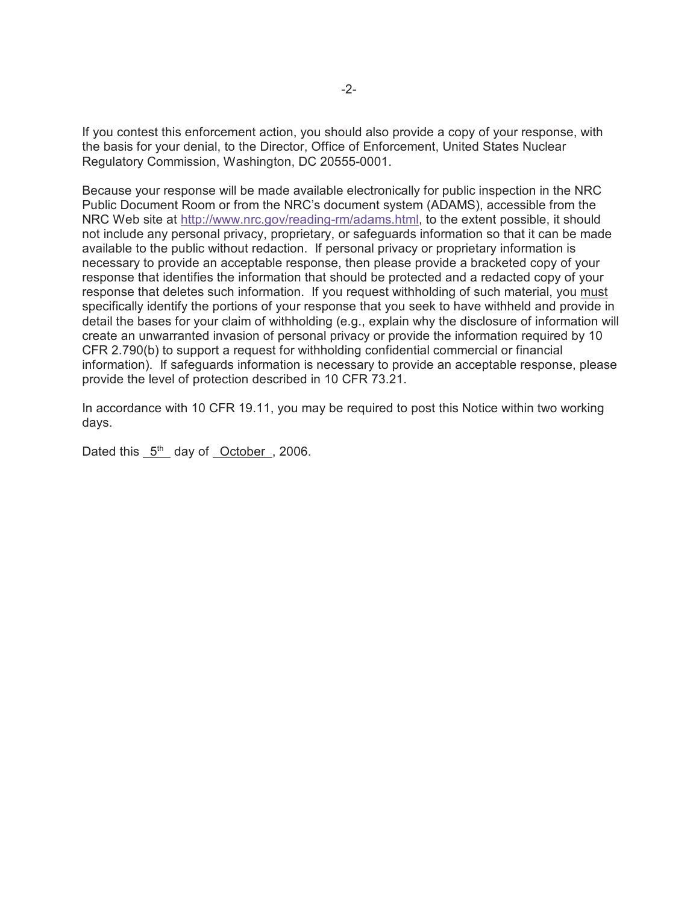If you contest this enforcement action, you should also provide a copy of your response, with the basis for your denial, to the Director, Office of Enforcement, United States Nuclear Regulatory Commission, Washington, DC 20555-0001.

Because your response will be made available electronically for public inspection in the NRC Public Document Room or from the NRC's document system (ADAMS), accessible from the NRC Web site at http://www.nrc.gov/reading-rm/adams.html, to the extent possible, it should not include any personal privacy, proprietary, or safeguards information so that it can be made available to the public without redaction. If personal privacy or proprietary information is necessary to provide an acceptable response, then please provide a bracketed copy of your response that identifies the information that should be protected and a redacted copy of your response that deletes such information. If you request withholding of such material, you must specifically identify the portions of your response that you seek to have withheld and provide in detail the bases for your claim of withholding (e.g., explain why the disclosure of information will create an unwarranted invasion of personal privacy or provide the information required by 10 CFR 2.790(b) to support a request for withholding confidential commercial or financial information). If safeguards information is necessary to provide an acceptable response, please provide the level of protection described in 10 CFR 73.21.

In accordance with 10 CFR 19.11, you may be required to post this Notice within two working days.

Dated this 5th day of October, 2006.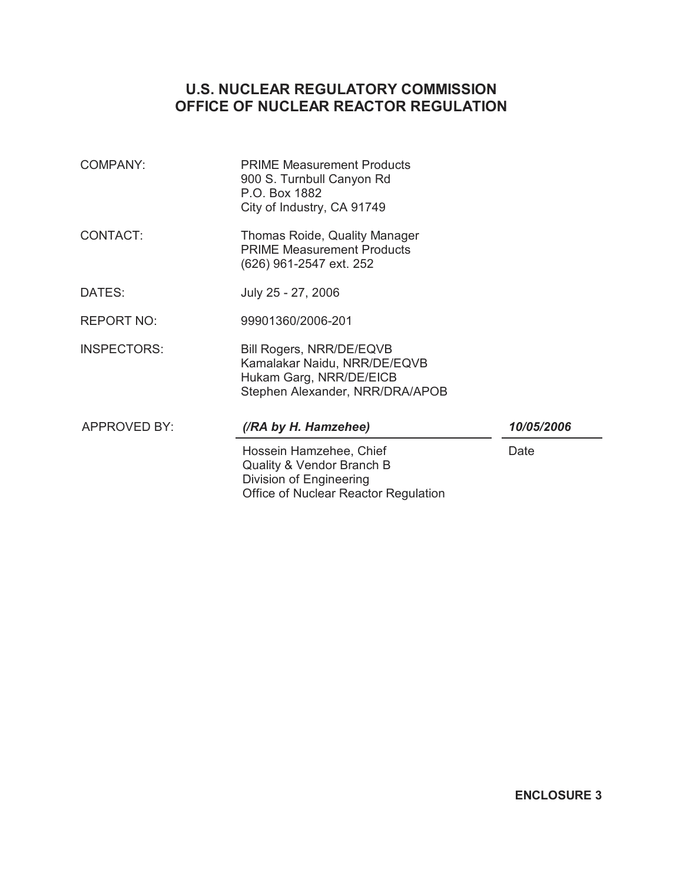# U.S. NUCLEAR REGULATORY COMMISSION
# OFFICE OF NUCLEAR REACTOR REGULATION

| | |
|---|---|
| COMPANY: | PRIME Measurement Products<br>900 S. Turnbull Canyon Rd<br>P.O. Box 1882<br>City of Industry, CA 91749 |
| CONTACT: | Thomas Roide, Quality Manager<br>PRIME Measurement Products<br>(626) 961-2547 ext. 252 |
| DATES: | July 25 - 27, 2006 |
| REPORT NO: | 99901360/2006-201 |
| INSPECTORS: | Bill Rogers, NRR/DE/EQVB<br>Kamalakar Naidu, NRR/DE/EQVB<br>Hukam Garg, NRR/DE/EICB<br>Stephen Alexander, NRR/DRA/APOB |

| APPROVED BY: | ***(/RA by H. Hamzehee)*** | ***10/05/2006*** |
|---|---|---|
| | Hossein Hamzehee, Chief<br>Quality & Vendor Branch B<br>Division of Engineering<br>Office of Nuclear Reactor Regulation | Date |

**ENCLOSURE 3**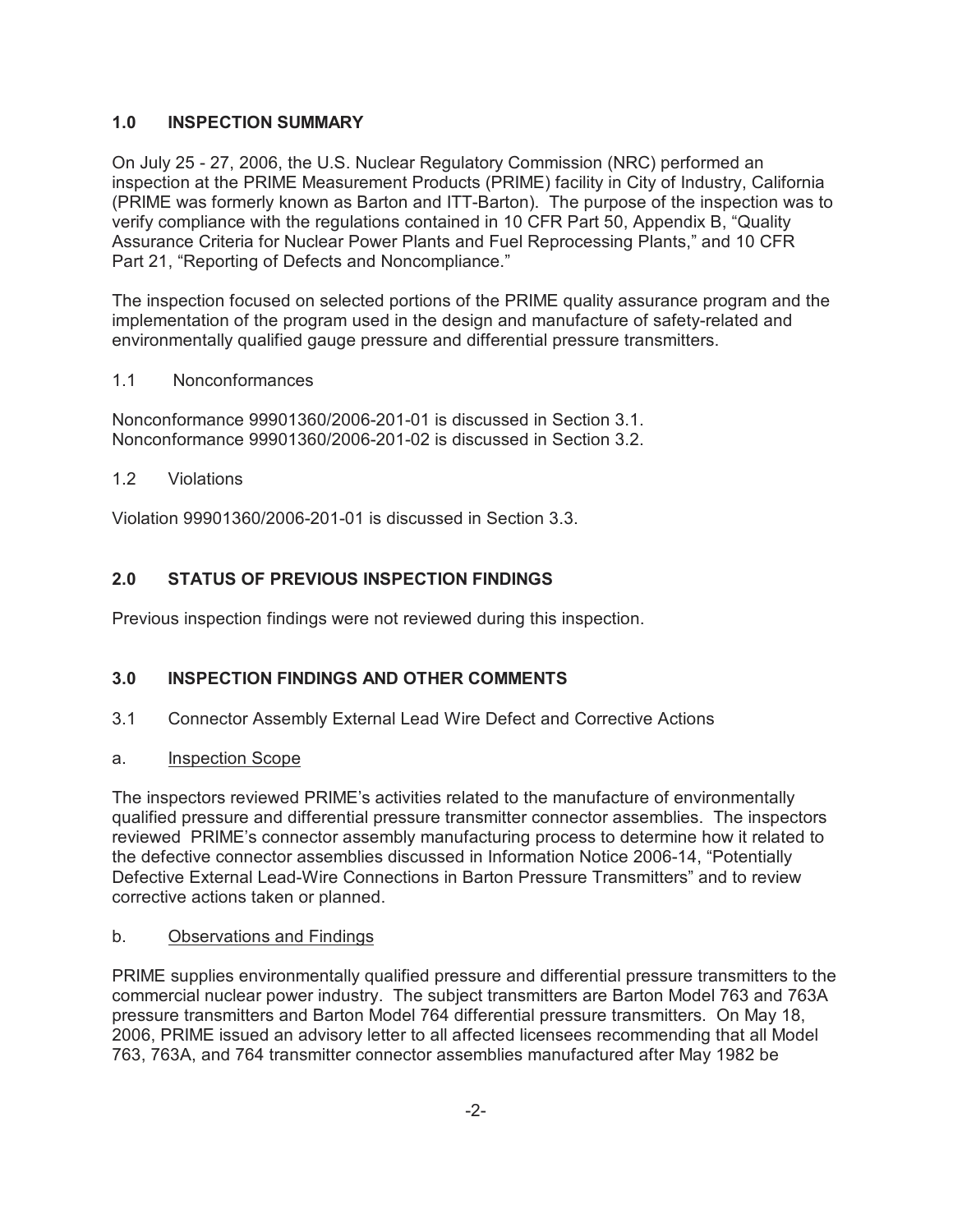## 1.0 INSPECTION SUMMARY

On July 25 - 27, 2006, the U.S. Nuclear Regulatory Commission (NRC) performed an inspection at the PRIME Measurement Products (PRIME) facility in City of Industry, California (PRIME was formerly known as Barton and ITT-Barton). The purpose of the inspection was to verify compliance with the regulations contained in 10 CFR Part 50, Appendix B, "Quality Assurance Criteria for Nuclear Power Plants and Fuel Reprocessing Plants," and 10 CFR Part 21, "Reporting of Defects and Noncompliance."

The inspection focused on selected portions of the PRIME quality assurance program and the implementation of the program used in the design and manufacture of safety-related and environmentally qualified gauge pressure and differential pressure transmitters.

### 1.1 Nonconformances

Nonconformance 99901360/2006-201-01 is discussed in Section 3.1.
Nonconformance 99901360/2006-201-02 is discussed in Section 3.2.

### 1.2 Violations

Violation 99901360/2006-201-01 is discussed in Section 3.3.

## 2.0 STATUS OF PREVIOUS INSPECTION FINDINGS

Previous inspection findings were not reviewed during this inspection.

## 3.0 INSPECTION FINDINGS AND OTHER COMMENTS

### 3.1 Connector Assembly External Lead Wire Defect and Corrective Actions

a. Inspection Scope

The inspectors reviewed PRIME's activities related to the manufacture of environmentally qualified pressure and differential pressure transmitter connector assemblies. The inspectors reviewed PRIME's connector assembly manufacturing process to determine how it related to the defective connector assemblies discussed in Information Notice 2006-14, "Potentially Defective External Lead-Wire Connections in Barton Pressure Transmitters" and to review corrective actions taken or planned.

b. Observations and Findings

PRIME supplies environmentally qualified pressure and differential pressure transmitters to the commercial nuclear power industry. The subject transmitters are Barton Model 763 and 763A pressure transmitters and Barton Model 764 differential pressure transmitters. On May 18, 2006, PRIME issued an advisory letter to all affected licensees recommending that all Model 763, 763A, and 764 transmitter connector assemblies manufactured after May 1982 be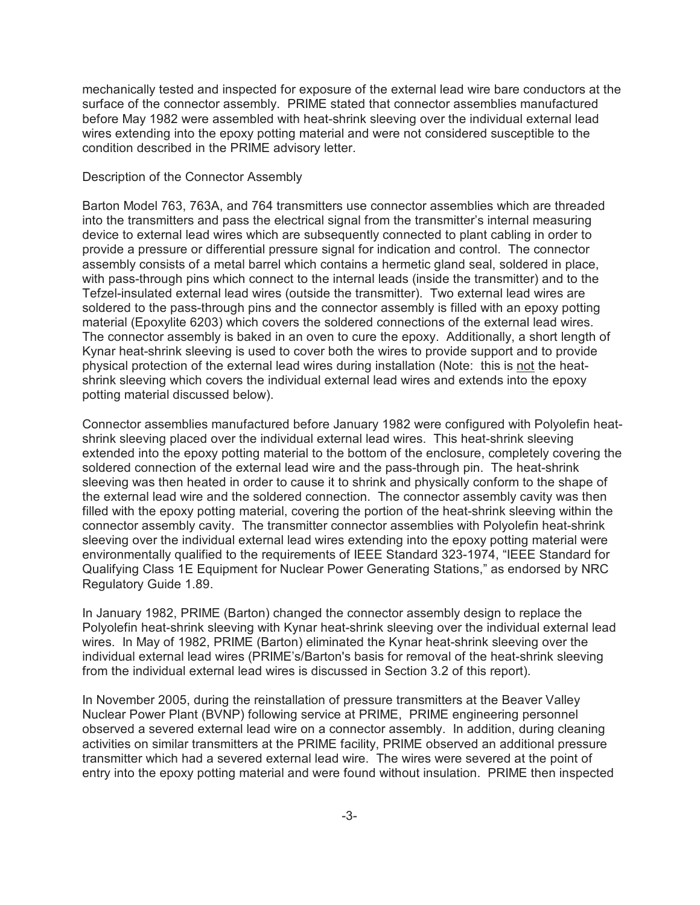mechanically tested and inspected for exposure of the external lead wire bare conductors at the surface of the connector assembly. PRIME stated that connector assemblies manufactured before May 1982 were assembled with heat-shrink sleeving over the individual external lead wires extending into the epoxy potting material and were not considered susceptible to the condition described in the PRIME advisory letter.

Description of the Connector Assembly

Barton Model 763, 763A, and 764 transmitters use connector assemblies which are threaded into the transmitters and pass the electrical signal from the transmitter's internal measuring device to external lead wires which are subsequently connected to plant cabling in order to provide a pressure or differential pressure signal for indication and control. The connector assembly consists of a metal barrel which contains a hermetic gland seal, soldered in place, with pass-through pins which connect to the internal leads (inside the transmitter) and to the Tefzel-insulated external lead wires (outside the transmitter). Two external lead wires are soldered to the pass-through pins and the connector assembly is filled with an epoxy potting material (Epoxylite 6203) which covers the soldered connections of the external lead wires. The connector assembly is baked in an oven to cure the epoxy. Additionally, a short length of Kynar heat-shrink sleeving is used to cover both the wires to provide support and to provide physical protection of the external lead wires during installation (Note: this is not the heat-shrink sleeving which covers the individual external lead wires and extends into the epoxy potting material discussed below).

Connector assemblies manufactured before January 1982 were configured with Polyolefin heat-shrink sleeving placed over the individual external lead wires. This heat-shrink sleeving extended into the epoxy potting material to the bottom of the enclosure, completely covering the soldered connection of the external lead wire and the pass-through pin. The heat-shrink sleeving was then heated in order to cause it to shrink and physically conform to the shape of the external lead wire and the soldered connection. The connector assembly cavity was then filled with the epoxy potting material, covering the portion of the heat-shrink sleeving within the connector assembly cavity. The transmitter connector assemblies with Polyolefin heat-shrink sleeving over the individual external lead wires extending into the epoxy potting material were environmentally qualified to the requirements of IEEE Standard 323-1974, "IEEE Standard for Qualifying Class 1E Equipment for Nuclear Power Generating Stations," as endorsed by NRC Regulatory Guide 1.89.

In January 1982, PRIME (Barton) changed the connector assembly design to replace the Polyolefin heat-shrink sleeving with Kynar heat-shrink sleeving over the individual external lead wires. In May of 1982, PRIME (Barton) eliminated the Kynar heat-shrink sleeving over the individual external lead wires (PRIME's/Barton's basis for removal of the heat-shrink sleeving from the individual external lead wires is discussed in Section 3.2 of this report).

In November 2005, during the reinstallation of pressure transmitters at the Beaver Valley Nuclear Power Plant (BVNP) following service at PRIME, PRIME engineering personnel observed a severed external lead wire on a connector assembly. In addition, during cleaning activities on similar transmitters at the PRIME facility, PRIME observed an additional pressure transmitter which had a severed external lead wire. The wires were severed at the point of entry into the epoxy potting material and were found without insulation. PRIME then inspected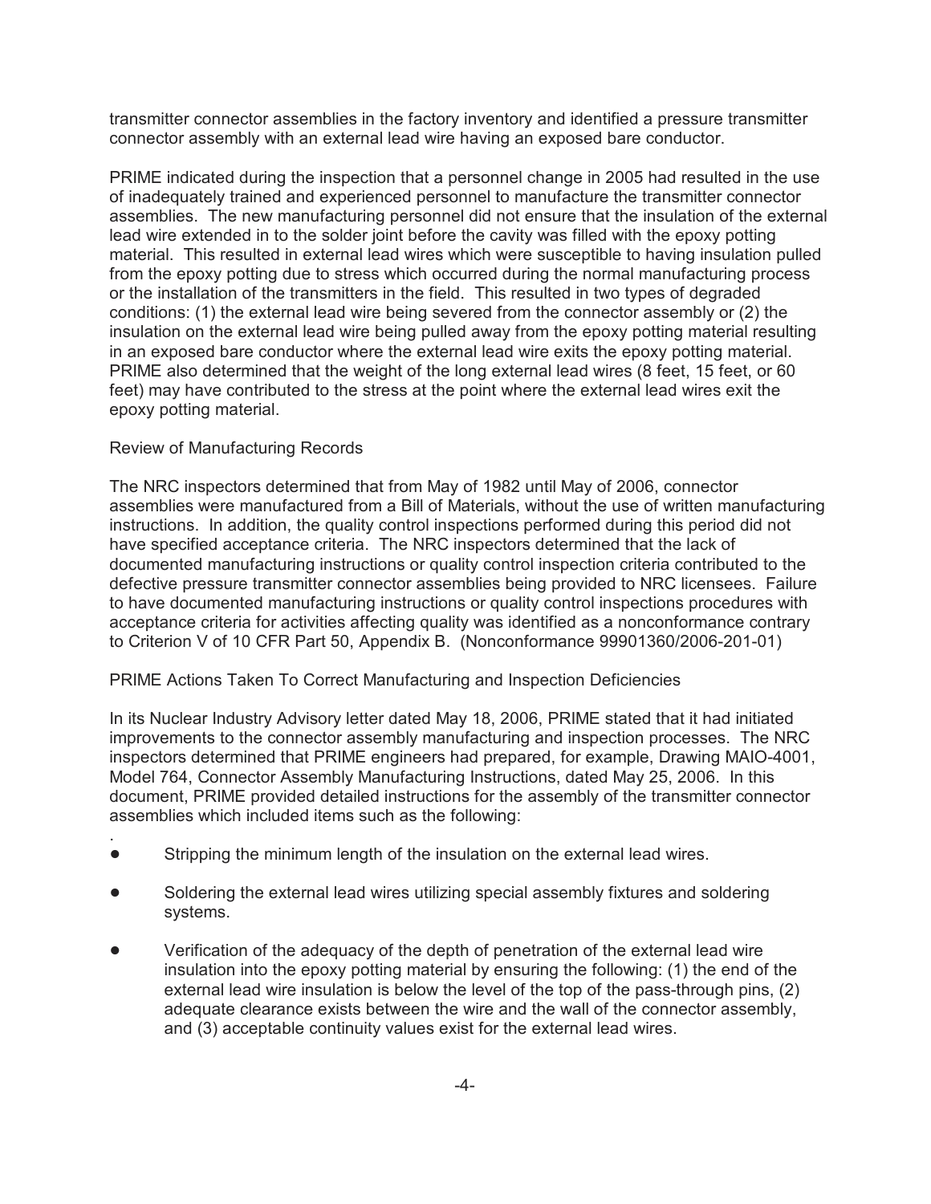transmitter connector assemblies in the factory inventory and identified a pressure transmitter connector assembly with an external lead wire having an exposed bare conductor.

PRIME indicated during the inspection that a personnel change in 2005 had resulted in the use of inadequately trained and experienced personnel to manufacture the transmitter connector assemblies. The new manufacturing personnel did not ensure that the insulation of the external lead wire extended in to the solder joint before the cavity was filled with the epoxy potting material. This resulted in external lead wires which were susceptible to having insulation pulled from the epoxy potting due to stress which occurred during the normal manufacturing process or the installation of the transmitters in the field. This resulted in two types of degraded conditions: (1) the external lead wire being severed from the connector assembly or (2) the insulation on the external lead wire being pulled away from the epoxy potting material resulting in an exposed bare conductor where the external lead wire exits the epoxy potting material. PRIME also determined that the weight of the long external lead wires (8 feet, 15 feet, or 60 feet) may have contributed to the stress at the point where the external lead wires exit the epoxy potting material.

Review of Manufacturing Records

The NRC inspectors determined that from May of 1982 until May of 2006, connector assemblies were manufactured from a Bill of Materials, without the use of written manufacturing instructions. In addition, the quality control inspections performed during this period did not have specified acceptance criteria. The NRC inspectors determined that the lack of documented manufacturing instructions or quality control inspection criteria contributed to the defective pressure transmitter connector assemblies being provided to NRC licensees. Failure to have documented manufacturing instructions or quality control inspections procedures with acceptance criteria for activities affecting quality was identified as a nonconformance contrary to Criterion V of 10 CFR Part 50, Appendix B. (Nonconformance 99901360/2006-201-01)

PRIME Actions Taken To Correct Manufacturing and Inspection Deficiencies

In its Nuclear Industry Advisory letter dated May 18, 2006, PRIME stated that it had initiated improvements to the connector assembly manufacturing and inspection processes. The NRC inspectors determined that PRIME engineers had prepared, for example, Drawing MAIO-4001, Model 764, Connector Assembly Manufacturing Instructions, dated May 25, 2006. In this document, PRIME provided detailed instructions for the assembly of the transmitter connector assemblies which included items such as the following:

- Stripping the minimum length of the insulation on the external lead wires.
- Soldering the external lead wires utilizing special assembly fixtures and soldering systems.
- Verification of the adequacy of the depth of penetration of the external lead wire insulation into the epoxy potting material by ensuring the following: (1) the end of the external lead wire insulation is below the level of the top of the pass-through pins, (2) adequate clearance exists between the wire and the wall of the connector assembly, and (3) acceptable continuity values exist for the external lead wires.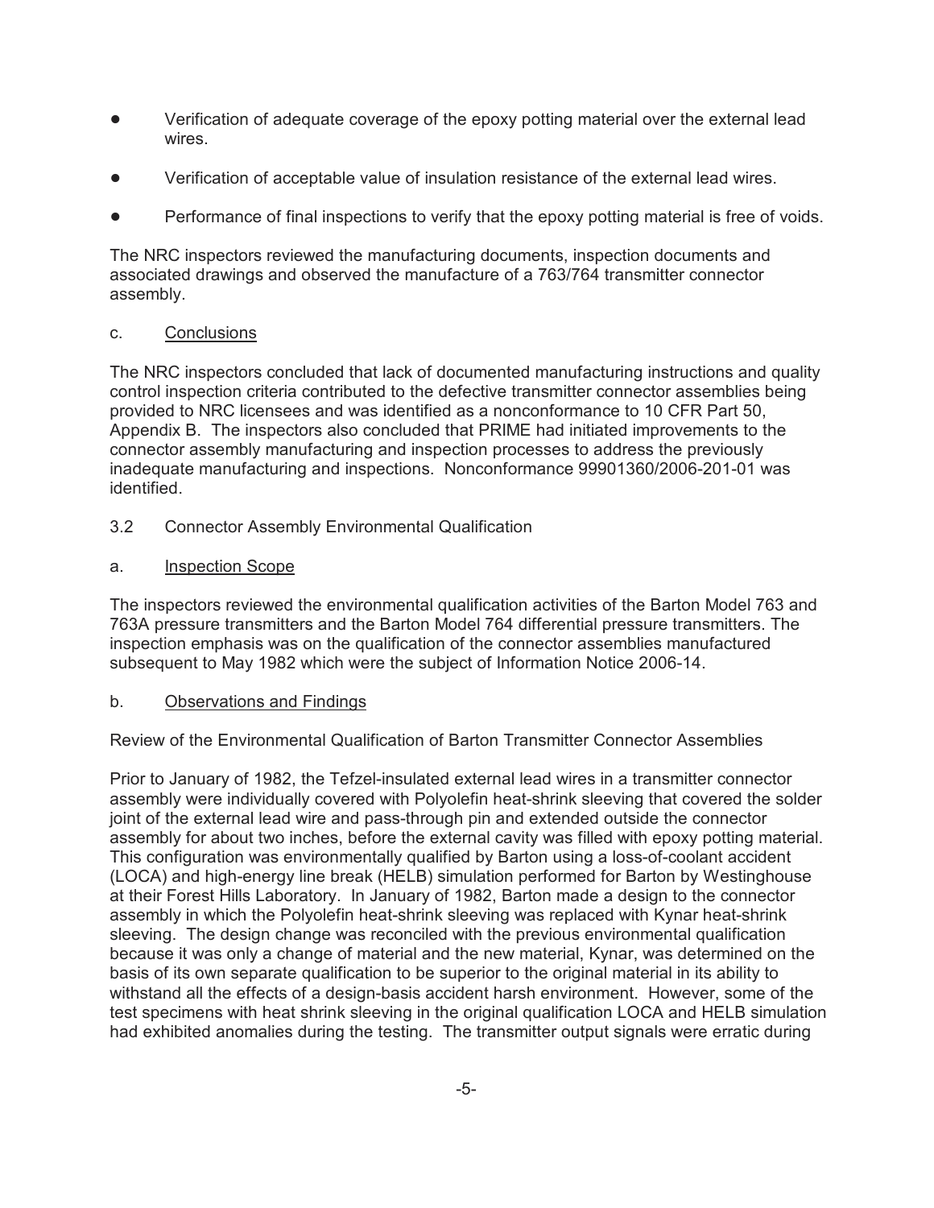- Verification of adequate coverage of the epoxy potting material over the external lead wires.
- Verification of acceptable value of insulation resistance of the external lead wires.
- Performance of final inspections to verify that the epoxy potting material is free of voids.

The NRC inspectors reviewed the manufacturing documents, inspection documents and associated drawings and observed the manufacture of a 763/764 transmitter connector assembly.

c. Conclusions

The NRC inspectors concluded that lack of documented manufacturing instructions and quality control inspection criteria contributed to the defective transmitter connector assemblies being provided to NRC licensees and was identified as a nonconformance to 10 CFR Part 50, Appendix B. The inspectors also concluded that PRIME had initiated improvements to the connector assembly manufacturing and inspection processes to address the previously inadequate manufacturing and inspections. Nonconformance 99901360/2006-201-01 was identified.

3.2 Connector Assembly Environmental Qualification

a. Inspection Scope

The inspectors reviewed the environmental qualification activities of the Barton Model 763 and 763A pressure transmitters and the Barton Model 764 differential pressure transmitters. The inspection emphasis was on the qualification of the connector assemblies manufactured subsequent to May 1982 which were the subject of Information Notice 2006-14.

b. Observations and Findings

Review of the Environmental Qualification of Barton Transmitter Connector Assemblies

Prior to January of 1982, the Tefzel-insulated external lead wires in a transmitter connector assembly were individually covered with Polyolefin heat-shrink sleeving that covered the solder joint of the external lead wire and pass-through pin and extended outside the connector assembly for about two inches, before the external cavity was filled with epoxy potting material. This configuration was environmentally qualified by Barton using a loss-of-coolant accident (LOCA) and high-energy line break (HELB) simulation performed for Barton by Westinghouse at their Forest Hills Laboratory. In January of 1982, Barton made a design to the connector assembly in which the Polyolefin heat-shrink sleeving was replaced with Kynar heat-shrink sleeving. The design change was reconciled with the previous environmental qualification because it was only a change of material and the new material, Kynar, was determined on the basis of its own separate qualification to be superior to the original material in its ability to withstand all the effects of a design-basis accident harsh environment. However, some of the test specimens with heat shrink sleeving in the original qualification LOCA and HELB simulation had exhibited anomalies during the testing. The transmitter output signals were erratic during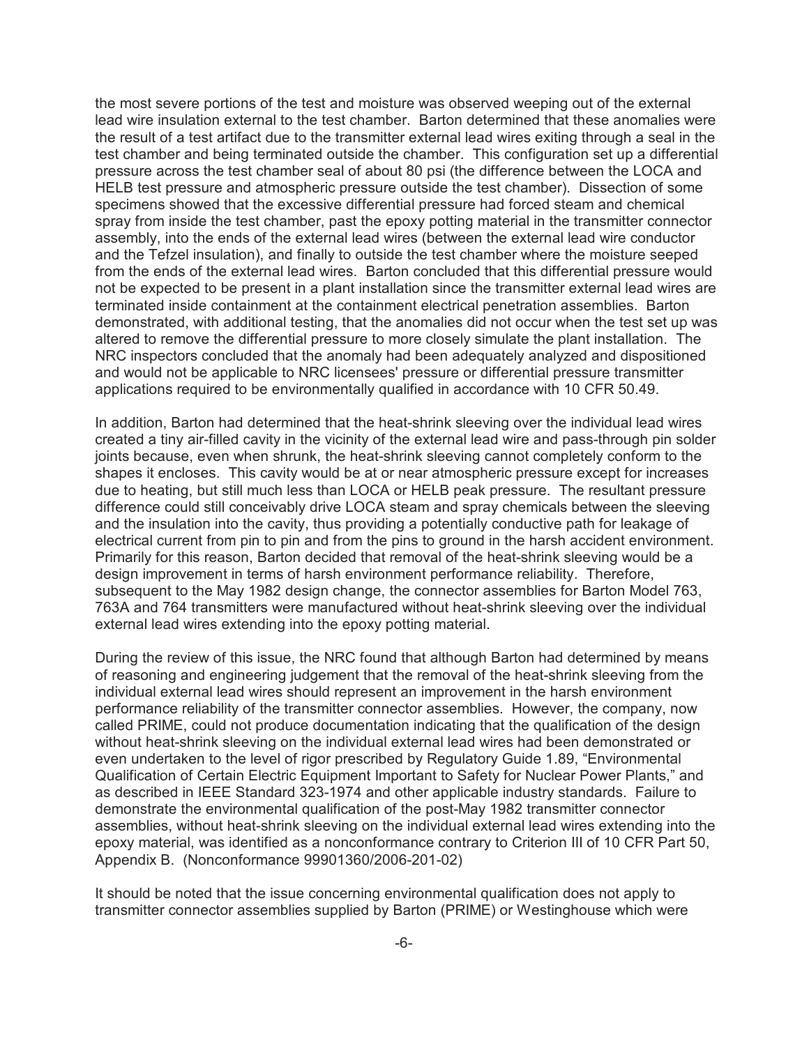the most severe portions of the test and moisture was observed weeping out of the external lead wire insulation external to the test chamber. Barton determined that these anomalies were the result of a test artifact due to the transmitter external lead wires exiting through a seal in the test chamber and being terminated outside the chamber. This configuration set up a differential pressure across the test chamber seal of about 80 psi (the difference between the LOCA and HELB test pressure and atmospheric pressure outside the test chamber). Dissection of some specimens showed that the excessive differential pressure had forced steam and chemical spray from inside the test chamber, past the epoxy potting material in the transmitter connector assembly, into the ends of the external lead wires (between the external lead wire conductor and the Tefzel insulation), and finally to outside the test chamber where the moisture seeped from the ends of the external lead wires. Barton concluded that this differential pressure would not be expected to be present in a plant installation since the transmitter external lead wires are terminated inside containment at the containment electrical penetration assemblies. Barton demonstrated, with additional testing, that the anomalies did not occur when the test set up was altered to remove the differential pressure to more closely simulate the plant installation. The NRC inspectors concluded that the anomaly had been adequately analyzed and dispositioned and would not be applicable to NRC licensees' pressure or differential pressure transmitter applications required to be environmentally qualified in accordance with 10 CFR 50.49.

In addition, Barton had determined that the heat-shrink sleeving over the individual lead wires created a tiny air-filled cavity in the vicinity of the external lead wire and pass-through pin solder joints because, even when shrunk, the heat-shrink sleeving cannot completely conform to the shapes it encloses. This cavity would be at or near atmospheric pressure except for increases due to heating, but still much less than LOCA or HELB peak pressure. The resultant pressure difference could still conceivably drive LOCA steam and spray chemicals between the sleeving and the insulation into the cavity, thus providing a potentially conductive path for leakage of electrical current from pin to pin and from the pins to ground in the harsh accident environment. Primarily for this reason, Barton decided that removal of the heat-shrink sleeving would be a design improvement in terms of harsh environment performance reliability. Therefore, subsequent to the May 1982 design change, the connector assemblies for Barton Model 763, 763A and 764 transmitters were manufactured without heat-shrink sleeving over the individual external lead wires extending into the epoxy potting material.

During the review of this issue, the NRC found that although Barton had determined by means of reasoning and engineering judgement that the removal of the heat-shrink sleeving from the individual external lead wires should represent an improvement in the harsh environment performance reliability of the transmitter connector assemblies. However, the company, now called PRIME, could not produce documentation indicating that the qualification of the design without heat-shrink sleeving on the individual external lead wires had been demonstrated or even undertaken to the level of rigor prescribed by Regulatory Guide 1.89, "Environmental Qualification of Certain Electric Equipment Important to Safety for Nuclear Power Plants," and as described in IEEE Standard 323-1974 and other applicable industry standards. Failure to demonstrate the environmental qualification of the post-May 1982 transmitter connector assemblies, without heat-shrink sleeving on the individual external lead wires extending into the epoxy material, was identified as a nonconformance contrary to Criterion III of 10 CFR Part 50, Appendix B. (Nonconformance 99901360/2006-201-02)

It should be noted that the issue concerning environmental qualification does not apply to transmitter connector assemblies supplied by Barton (PRIME) or Westinghouse which were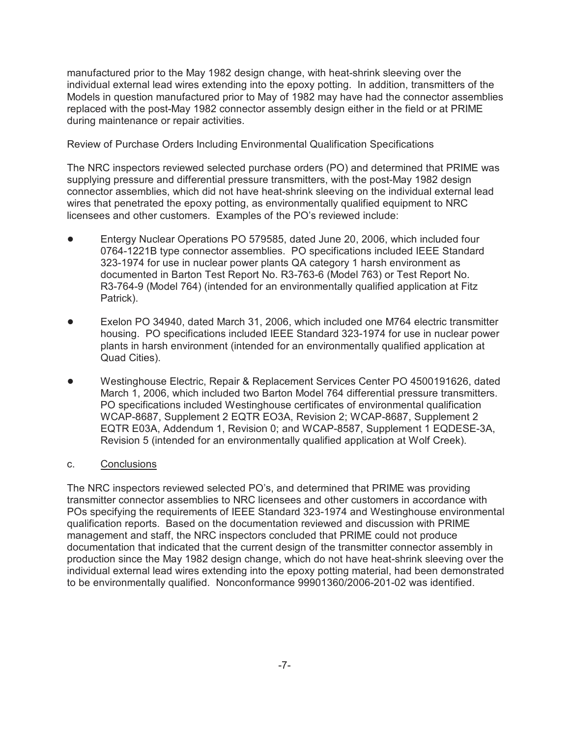manufactured prior to the May 1982 design change, with heat-shrink sleeving over the individual external lead wires extending into the epoxy potting. In addition, transmitters of the Models in question manufactured prior to May of 1982 may have had the connector assemblies replaced with the post-May 1982 connector assembly design either in the field or at PRIME during maintenance or repair activities.

Review of Purchase Orders Including Environmental Qualification Specifications

The NRC inspectors reviewed selected purchase orders (PO) and determined that PRIME was supplying pressure and differential pressure transmitters, with the post-May 1982 design connector assemblies, which did not have heat-shrink sleeving on the individual external lead wires that penetrated the epoxy potting, as environmentally qualified equipment to NRC licensees and other customers. Examples of the PO's reviewed include:

- Entergy Nuclear Operations PO 579585, dated June 20, 2006, which included four 0764-1221B type connector assemblies. PO specifications included IEEE Standard 323-1974 for use in nuclear power plants QA category 1 harsh environment as documented in Barton Test Report No. R3-763-6 (Model 763) or Test Report No. R3-764-9 (Model 764) (intended for an environmentally qualified application at Fitz Patrick).
- Exelon PO 34940, dated March 31, 2006, which included one M764 electric transmitter housing. PO specifications included IEEE Standard 323-1974 for use in nuclear power plants in harsh environment (intended for an environmentally qualified application at Quad Cities).
- Westinghouse Electric, Repair & Replacement Services Center PO 4500191626, dated March 1, 2006, which included two Barton Model 764 differential pressure transmitters. PO specifications included Westinghouse certificates of environmental qualification WCAP-8687, Supplement 2 EQTR EO3A, Revision 2; WCAP-8687, Supplement 2 EQTR E03A, Addendum 1, Revision 0; and WCAP-8587, Supplement 1 EQDESE-3A, Revision 5 (intended for an environmentally qualified application at Wolf Creek).

c. <u>Conclusions</u>

The NRC inspectors reviewed selected PO's, and determined that PRIME was providing transmitter connector assemblies to NRC licensees and other customers in accordance with POs specifying the requirements of IEEE Standard 323-1974 and Westinghouse environmental qualification reports. Based on the documentation reviewed and discussion with PRIME management and staff, the NRC inspectors concluded that PRIME could not produce documentation that indicated that the current design of the transmitter connector assembly in production since the May 1982 design change, which do not have heat-shrink sleeving over the individual external lead wires extending into the epoxy potting material, had been demonstrated to be environmentally qualified. Nonconformance 99901360/2006-201-02 was identified.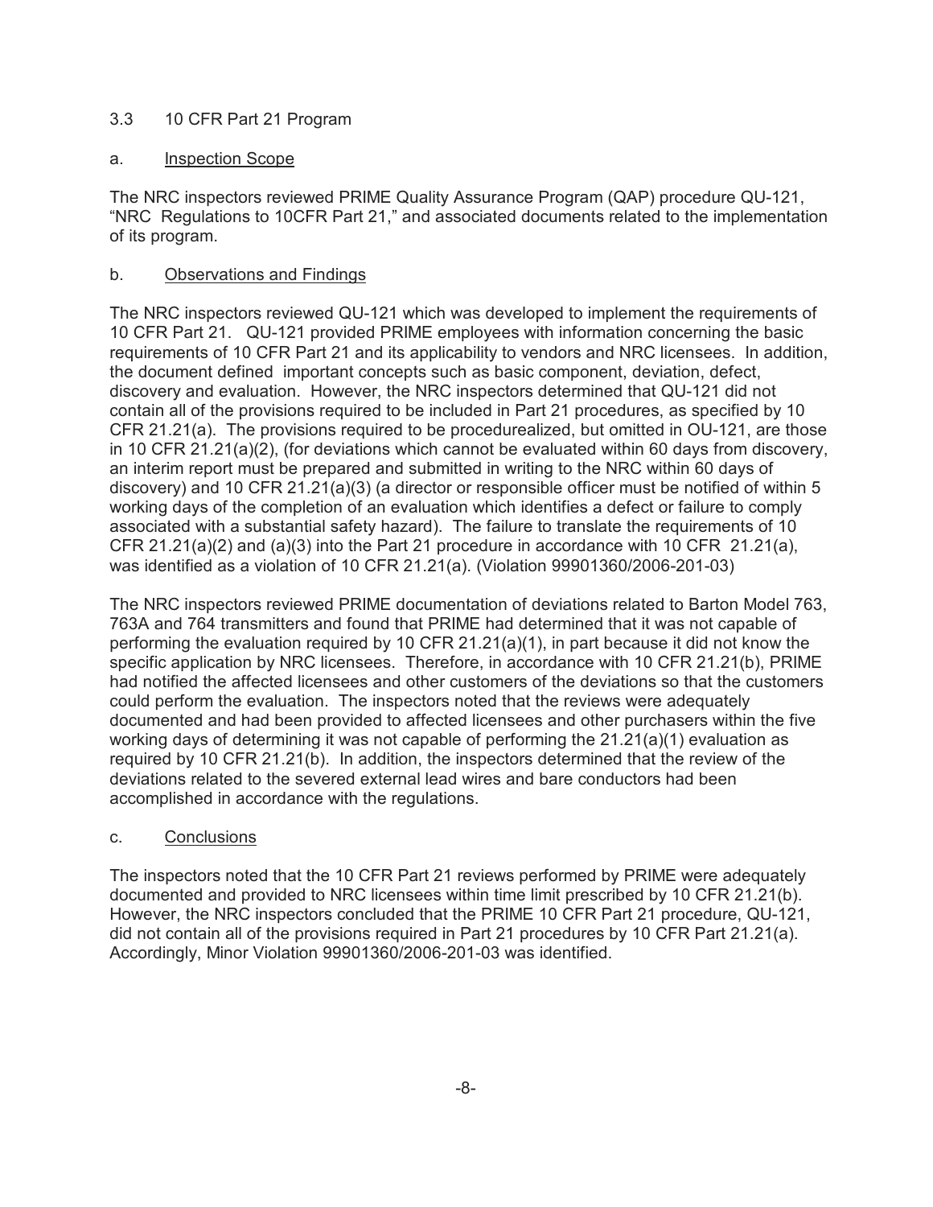## 3.3 10 CFR Part 21 Program

### a. Inspection Scope

The NRC inspectors reviewed PRIME Quality Assurance Program (QAP) procedure QU-121, "NRC Regulations to 10CFR Part 21," and associated documents related to the implementation of its program.

### b. Observations and Findings

The NRC inspectors reviewed QU-121 which was developed to implement the requirements of 10 CFR Part 21. QU-121 provided PRIME employees with information concerning the basic requirements of 10 CFR Part 21 and its applicability to vendors and NRC licensees. In addition, the document defined important concepts such as basic component, deviation, defect, discovery and evaluation. However, the NRC inspectors determined that QU-121 did not contain all of the provisions required to be included in Part 21 procedures, as specified by 10 CFR 21.21(a). The provisions required to be procedurealized, but omitted in OU-121, are those in 10 CFR 21.21(a)(2), (for deviations which cannot be evaluated within 60 days from discovery, an interim report must be prepared and submitted in writing to the NRC within 60 days of discovery) and 10 CFR 21.21(a)(3) (a director or responsible officer must be notified of within 5 working days of the completion of an evaluation which identifies a defect or failure to comply associated with a substantial safety hazard). The failure to translate the requirements of 10 CFR 21.21(a)(2) and (a)(3) into the Part 21 procedure in accordance with 10 CFR 21.21(a), was identified as a violation of 10 CFR 21.21(a). (Violation 99901360/2006-201-03)

The NRC inspectors reviewed PRIME documentation of deviations related to Barton Model 763, 763A and 764 transmitters and found that PRIME had determined that it was not capable of performing the evaluation required by 10 CFR 21.21(a)(1), in part because it did not know the specific application by NRC licensees. Therefore, in accordance with 10 CFR 21.21(b), PRIME had notified the affected licensees and other customers of the deviations so that the customers could perform the evaluation. The inspectors noted that the reviews were adequately documented and had been provided to affected licensees and other purchasers within the five working days of determining it was not capable of performing the 21.21(a)(1) evaluation as required by 10 CFR 21.21(b). In addition, the inspectors determined that the review of the deviations related to the severed external lead wires and bare conductors had been accomplished in accordance with the regulations.

### c. Conclusions

The inspectors noted that the 10 CFR Part 21 reviews performed by PRIME were adequately documented and provided to NRC licensees within time limit prescribed by 10 CFR 21.21(b). However, the NRC inspectors concluded that the PRIME 10 CFR Part 21 procedure, QU-121, did not contain all of the provisions required in Part 21 procedures by 10 CFR Part 21.21(a). Accordingly, Minor Violation 99901360/2006-201-03 was identified.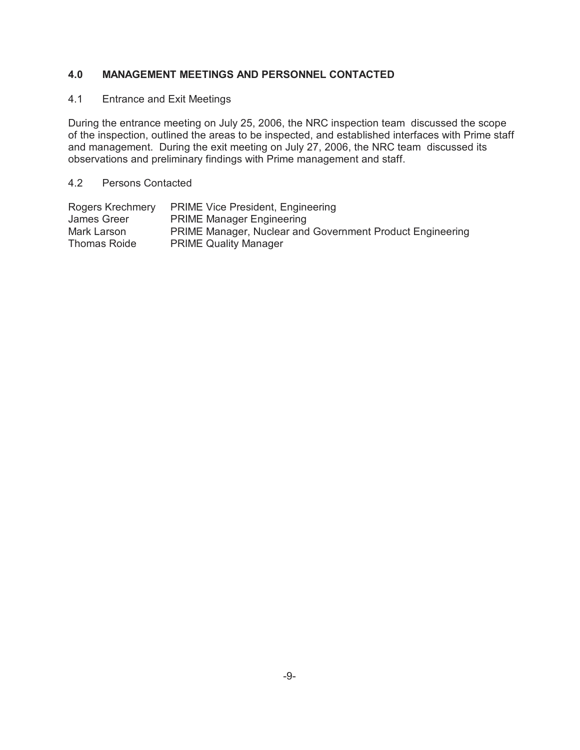## 4.0 MANAGEMENT MEETINGS AND PERSONNEL CONTACTED

### 4.1 Entrance and Exit Meetings

During the entrance meeting on July 25, 2006, the NRC inspection team discussed the scope of the inspection, outlined the areas to be inspected, and established interfaces with Prime staff and management. During the exit meeting on July 27, 2006, the NRC team discussed its observations and preliminary findings with Prime management and staff.

### 4.2 Persons Contacted

| | |
|---|---|
| Rogers Krechmery | PRIME Vice President, Engineering |
| James Greer | PRIME Manager Engineering |
| Mark Larson | PRIME Manager, Nuclear and Government Product Engineering |
| Thomas Roide | PRIME Quality Manager |